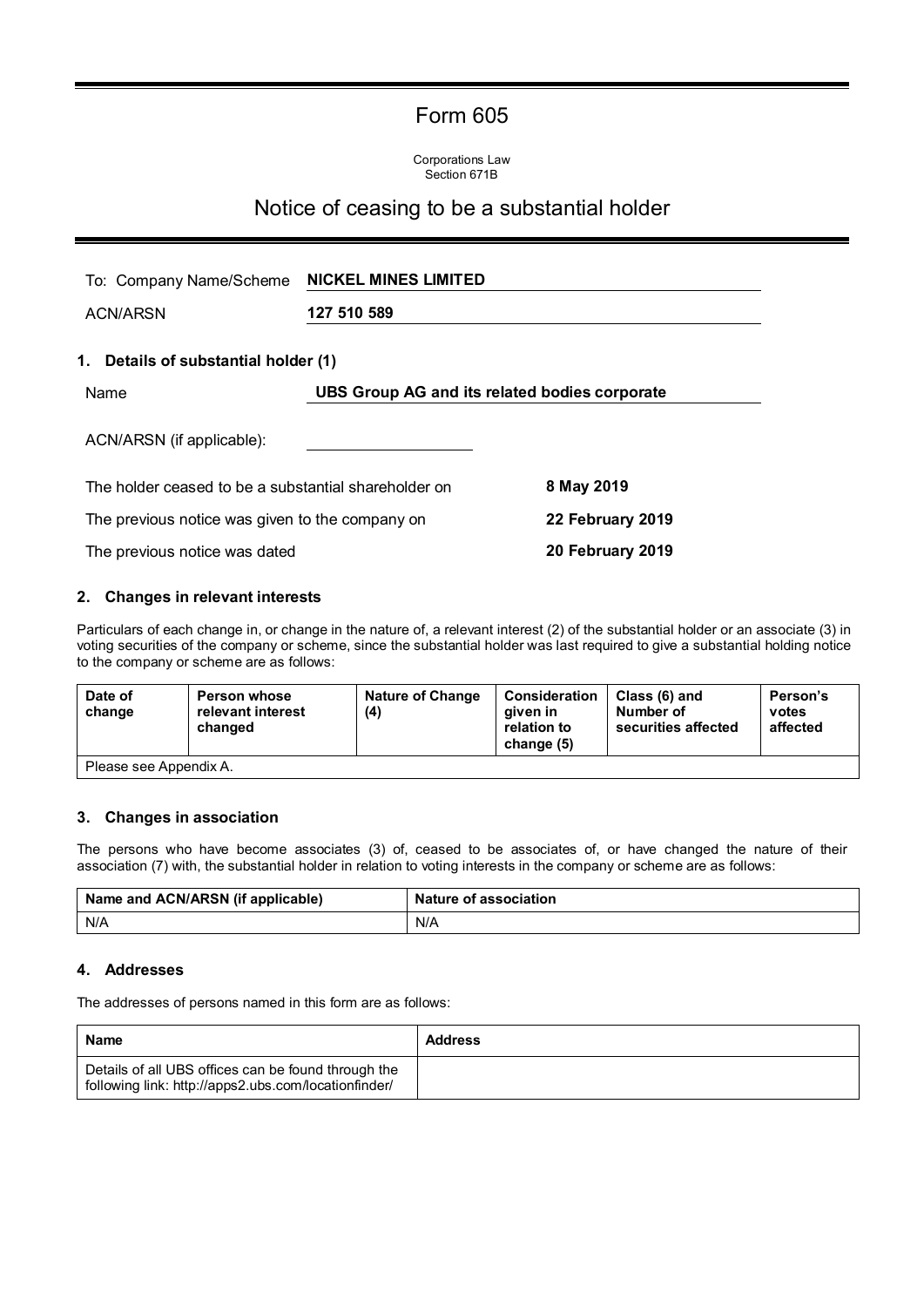# Form 605

Corporations Law
Section 671B

## Notice of ceasing to be a substantial holder

| | |
|---|---|
| To: Company Name/Scheme | **NICKEL MINES LIMITED** |
| ACN/ARSN | **127 510 589** |

### 1. Details of substantial holder (1)

| | |
|---|---|
| Name | **UBS Group AG and its related bodies corporate** |
| ACN/ARSN (if applicable): | |

| | |
|---|---|
| The holder ceased to be a substantial shareholder on | **8 May 2019** |
| The previous notice was given to the company on | **22 February 2019** |
| The previous notice was dated | **20 February 2019** |

### 2. Changes in relevant interests

Particulars of each change in, or change in the nature of, a relevant interest (2) of the substantial holder or an associate (3) in voting securities of the company or scheme, since the substantial holder was last required to give a substantial holding notice to the company or scheme are as follows:

| Date of change | Person whose relevant interest changed | Nature of Change (4) | Consideration given in relation to change (5) | Class (6) and Number of securities affected | Person's votes affected |
|---|---|---|---|---|---|
| Please see Appendix A. | | | | | |

### 3. Changes in association

The persons who have become associates (3) of, ceased to be associates of, or have changed the nature of their association (7) with, the substantial holder in relation to voting interests in the company or scheme are as follows:

| Name and ACN/ARSN (if applicable) | Nature of association |
|---|---|
| N/A | N/A |

### 4. Addresses

The addresses of persons named in this form are as follows:

| Name | Address |
|---|---|
| Details of all UBS offices can be found through the following link: http://apps2.ubs.com/locationfinder/ | |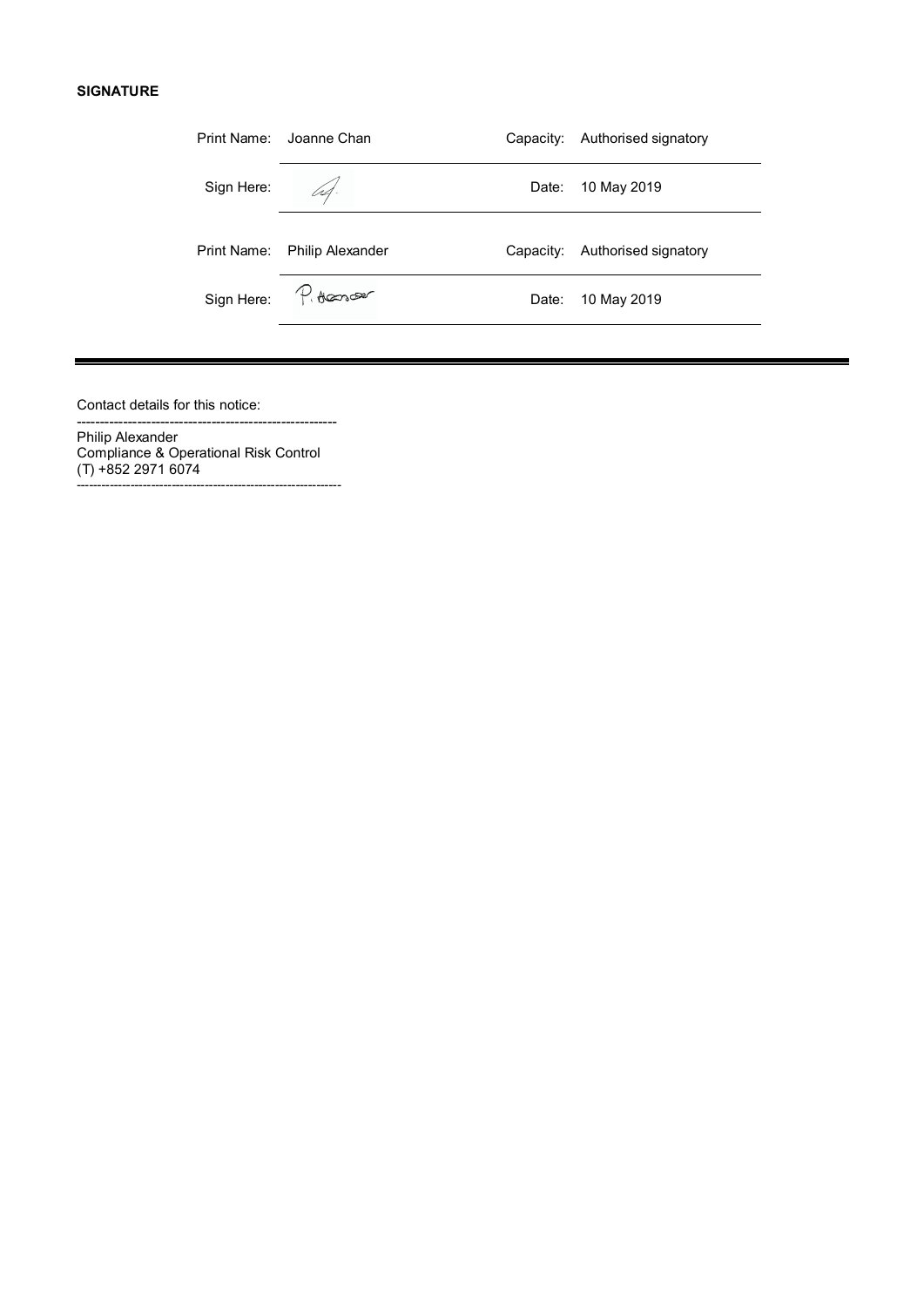**SIGNATURE**

| | | | |
|---|---|---|---|
| Print Name: | Joanne Chan | Capacity: | Authorised signatory |
| Sign Here: | | Date: | 10 May 2019 |
| Print Name: | Philip Alexander | Capacity: | Authorised signatory |
| Sign Here: | | Date: | 10 May 2019 |

---

Contact details for this notice:

---

Philip Alexander
Compliance & Operational Risk Control
(T) +852 2971 6074

---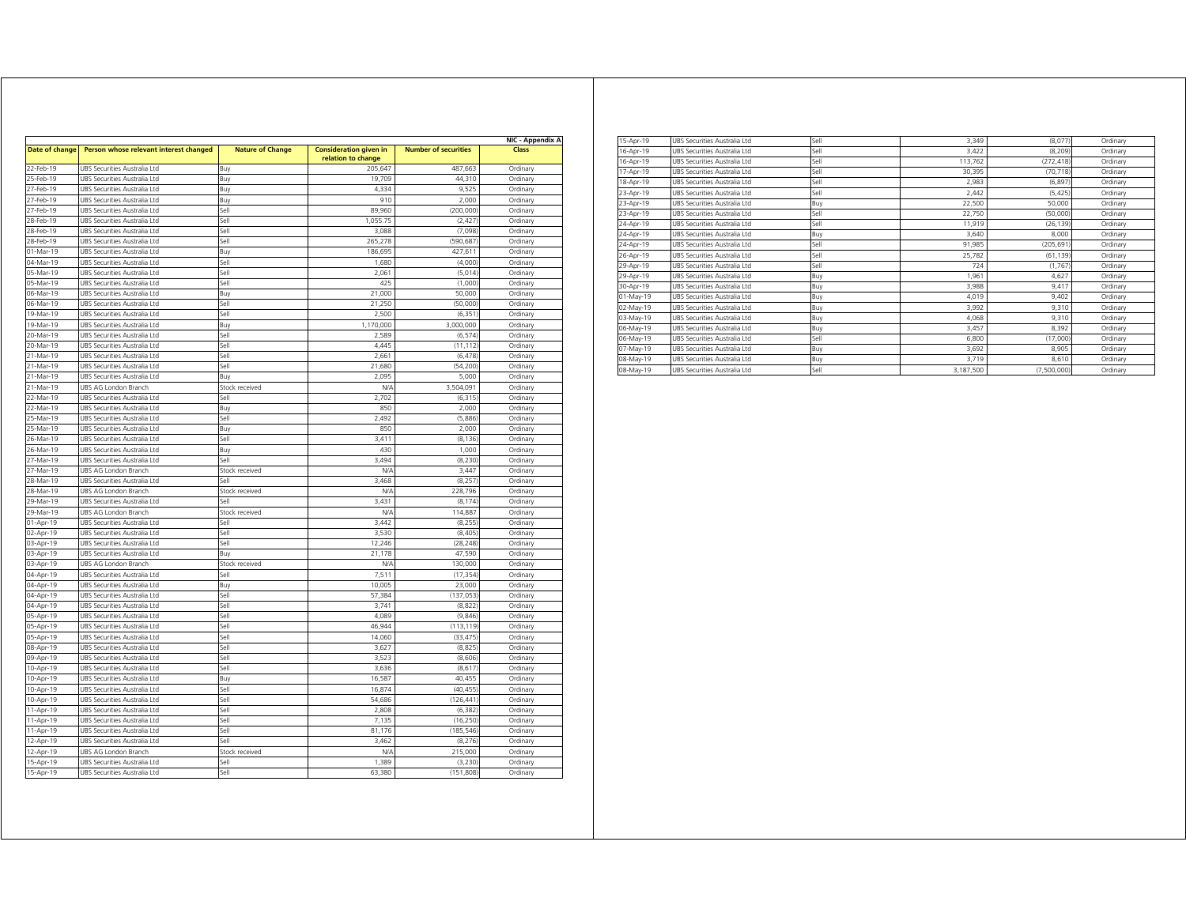**NIC - Appendix A**

| Date of change | Person whose relevant interest changed | Nature of Change | Consideration given in relation to change | Number of securities | Class |
| --- | --- | --- | --- | --- | --- |
| 22-Feb-19 | UBS Securities Australia Ltd | Buy | 205,647 | 487,663 | Ordinary |
| 25-Feb-19 | UBS Securities Australia Ltd | Buy | 19,709 | 44,310 | Ordinary |
| 27-Feb-19 | UBS Securities Australia Ltd | Buy | 4,334 | 9,525 | Ordinary |
| 27-Feb-19 | UBS Securities Australia Ltd | Buy | 910 | 2,000 | Ordinary |
| 27-Feb-19 | UBS Securities Australia Ltd | Sell | 89,960 | (200,000) | Ordinary |
| 28-Feb-19 | UBS Securities Australia Ltd | Sell | 1,055.75 | (2,427) | Ordinary |
| 28-Feb-19 | UBS Securities Australia Ltd | Sell | 3,088 | (7,098) | Ordinary |
| 28-Feb-19 | UBS Securities Australia Ltd | Sell | 265,278 | (590,687) | Ordinary |
| 01-Mar-19 | UBS Securities Australia Ltd | Buy | 186,695 | 427,611 | Ordinary |
| 04-Mar-19 | UBS Securities Australia Ltd | Sell | 1,680 | (4,000) | Ordinary |
| 05-Mar-19 | UBS Securities Australia Ltd | Sell | 2,061 | (5,014) | Ordinary |
| 05-Mar-19 | UBS Securities Australia Ltd | Sell | 425 | (1,000) | Ordinary |
| 06-Mar-19 | UBS Securities Australia Ltd | Buy | 21,000 | 50,000 | Ordinary |
| 06-Mar-19 | UBS Securities Australia Ltd | Sell | 21,250 | (50,000) | Ordinary |
| 19-Mar-19 | UBS Securities Australia Ltd | Sell | 2,500 | (6,351) | Ordinary |
| 19-Mar-19 | UBS Securities Australia Ltd | Buy | 1,170,000 | 3,000,000 | Ordinary |
| 20-Mar-19 | UBS Securities Australia Ltd | Sell | 2,589 | (6,574) | Ordinary |
| 20-Mar-19 | UBS Securities Australia Ltd | Sell | 4,445 | (11,112) | Ordinary |
| 21-Mar-19 | UBS Securities Australia Ltd | Sell | 2,661 | (6,478) | Ordinary |
| 21-Mar-19 | UBS Securities Australia Ltd | Sell | 21,680 | (54,200) | Ordinary |
| 21-Mar-19 | UBS Securities Australia Ltd | Buy | 2,095 | 5,000 | Ordinary |
| 21-Mar-19 | UBS AG London Branch | Stock received | N/A | 3,504,091 | Ordinary |
| 22-Mar-19 | UBS Securities Australia Ltd | Sell | 2,702 | (6,315) | Ordinary |
| 22-Mar-19 | UBS Securities Australia Ltd | Buy | 850 | 2,000 | Ordinary |
| 25-Mar-19 | UBS Securities Australia Ltd | Sell | 2,492 | (5,886) | Ordinary |
| 25-Mar-19 | UBS Securities Australia Ltd | Buy | 850 | 2,000 | Ordinary |
| 26-Mar-19 | UBS Securities Australia Ltd | Sell | 3,411 | (8,136) | Ordinary |
| 26-Mar-19 | UBS Securities Australia Ltd | Buy | 430 | 1,000 | Ordinary |
| 27-Mar-19 | UBS Securities Australia Ltd | Sell | 3,494 | (8,230) | Ordinary |
| 27-Mar-19 | UBS AG London Branch | Stock received | N/A | 3,447 | Ordinary |
| 28-Mar-19 | UBS Securities Australia Ltd | Sell | 3,468 | (8,257) | Ordinary |
| 28-Mar-19 | UBS AG London Branch | Stock received | N/A | 228,796 | Ordinary |
| 29-Mar-19 | UBS Securities Australia Ltd | Sell | 3,431 | (8,174) | Ordinary |
| 29-Mar-19 | UBS AG London Branch | Stock received | N/A | 114,887 | Ordinary |
| 01-Apr-19 | UBS Securities Australia Ltd | Sell | 3,442 | (8,255) | Ordinary |
| 02-Apr-19 | UBS Securities Australia Ltd | Sell | 3,530 | (8,405) | Ordinary |
| 03-Apr-19 | UBS Securities Australia Ltd | Sell | 12,246 | (28,248) | Ordinary |
| 03-Apr-19 | UBS Securities Australia Ltd | Buy | 21,178 | 47,590 | Ordinary |
| 03-Apr-19 | UBS AG London Branch | Stock received | N/A | 130,000 | Ordinary |
| 04-Apr-19 | UBS Securities Australia Ltd | Sell | 7,511 | (17,354) | Ordinary |
| 04-Apr-19 | UBS Securities Australia Ltd | Buy | 10,005 | 23,000 | Ordinary |
| 04-Apr-19 | UBS Securities Australia Ltd | Sell | 57,384 | (137,053) | Ordinary |
| 04-Apr-19 | UBS Securities Australia Ltd | Sell | 3,741 | (8,822) | Ordinary |
| 05-Apr-19 | UBS Securities Australia Ltd | Sell | 4,089 | (9,846) | Ordinary |
| 05-Apr-19 | UBS Securities Australia Ltd | Sell | 46,944 | (113,119) | Ordinary |
| 05-Apr-19 | UBS Securities Australia Ltd | Sell | 14,060 | (33,475) | Ordinary |
| 08-Apr-19 | UBS Securities Australia Ltd | Sell | 3,627 | (8,825) | Ordinary |
| 09-Apr-19 | UBS Securities Australia Ltd | Sell | 3,523 | (8,606) | Ordinary |
| 10-Apr-19 | UBS Securities Australia Ltd | Sell | 3,636 | (8,617) | Ordinary |
| 10-Apr-19 | UBS Securities Australia Ltd | Buy | 16,587 | 40,455 | Ordinary |
| 10-Apr-19 | UBS Securities Australia Ltd | Sell | 16,874 | (40,455) | Ordinary |
| 10-Apr-19 | UBS Securities Australia Ltd | Sell | 54,686 | (126,441) | Ordinary |
| 11-Apr-19 | UBS Securities Australia Ltd | Sell | 2,808 | (6,382) | Ordinary |
| 11-Apr-19 | UBS Securities Australia Ltd | Sell | 7,135 | (16,250) | Ordinary |
| 11-Apr-19 | UBS Securities Australia Ltd | Sell | 81,176 | (185,546) | Ordinary |
| 12-Apr-19 | UBS Securities Australia Ltd | Sell | 3,462 | (8,276) | Ordinary |
| 12-Apr-19 | UBS AG London Branch | Stock received | N/A | 215,000 | Ordinary |
| 15-Apr-19 | UBS Securities Australia Ltd | Sell | 1,389 | (3,230) | Ordinary |
| 15-Apr-19 | UBS Securities Australia Ltd | Sell | 63,380 | (151,808) | Ordinary |
| 15-Apr-19 | UBS Securities Australia Ltd | Sell | 3,349 | (8,077) | Ordinary |
| 16-Apr-19 | UBS Securities Australia Ltd | Sell | 3,422 | (8,209) | Ordinary |
| 16-Apr-19 | UBS Securities Australia Ltd | Sell | 113,762 | (272,418) | Ordinary |
| 17-Apr-19 | UBS Securities Australia Ltd | Sell | 30,395 | (70,718) | Ordinary |
| 18-Apr-19 | UBS Securities Australia Ltd | Sell | 2,983 | (6,897) | Ordinary |
| 23-Apr-19 | UBS Securities Australia Ltd | Sell | 2,442 | (5,425) | Ordinary |
| 23-Apr-19 | UBS Securities Australia Ltd | Buy | 22,500 | 50,000 | Ordinary |
| 23-Apr-19 | UBS Securities Australia Ltd | Sell | 22,750 | (50,000) | Ordinary |
| 24-Apr-19 | UBS Securities Australia Ltd | Sell | 11,919 | (26,139) | Ordinary |
| 24-Apr-19 | UBS Securities Australia Ltd | Buy | 3,640 | 8,000 | Ordinary |
| 24-Apr-19 | UBS Securities Australia Ltd | Sell | 91,985 | (205,691) | Ordinary |
| 26-Apr-19 | UBS Securities Australia Ltd | Sell | 25,782 | (61,139) | Ordinary |
| 29-Apr-19 | UBS Securities Australia Ltd | Sell | 724 | (1,767) | Ordinary |
| 29-Apr-19 | UBS Securities Australia Ltd | Buy | 1,961 | 4,627 | Ordinary |
| 30-Apr-19 | UBS Securities Australia Ltd | Buy | 3,988 | 9,417 | Ordinary |
| 01-May-19 | UBS Securities Australia Ltd | Buy | 4,019 | 9,402 | Ordinary |
| 02-May-19 | UBS Securities Australia Ltd | Buy | 3,992 | 9,310 | Ordinary |
| 03-May-19 | UBS Securities Australia Ltd | Buy | 4,068 | 9,310 | Ordinary |
| 06-May-19 | UBS Securities Australia Ltd | Buy | 3,457 | 8,392 | Ordinary |
| 06-May-19 | UBS Securities Australia Ltd | Sell | 6,800 | (17,000) | Ordinary |
| 07-May-19 | UBS Securities Australia Ltd | Buy | 3,692 | 8,905 | Ordinary |
| 08-May-19 | UBS Securities Australia Ltd | Buy | 3,719 | 8,610 | Ordinary |
| 08-May-19 | UBS Securities Australia Ltd | Sell | 3,187,500 | (7,500,000) | Ordinary |